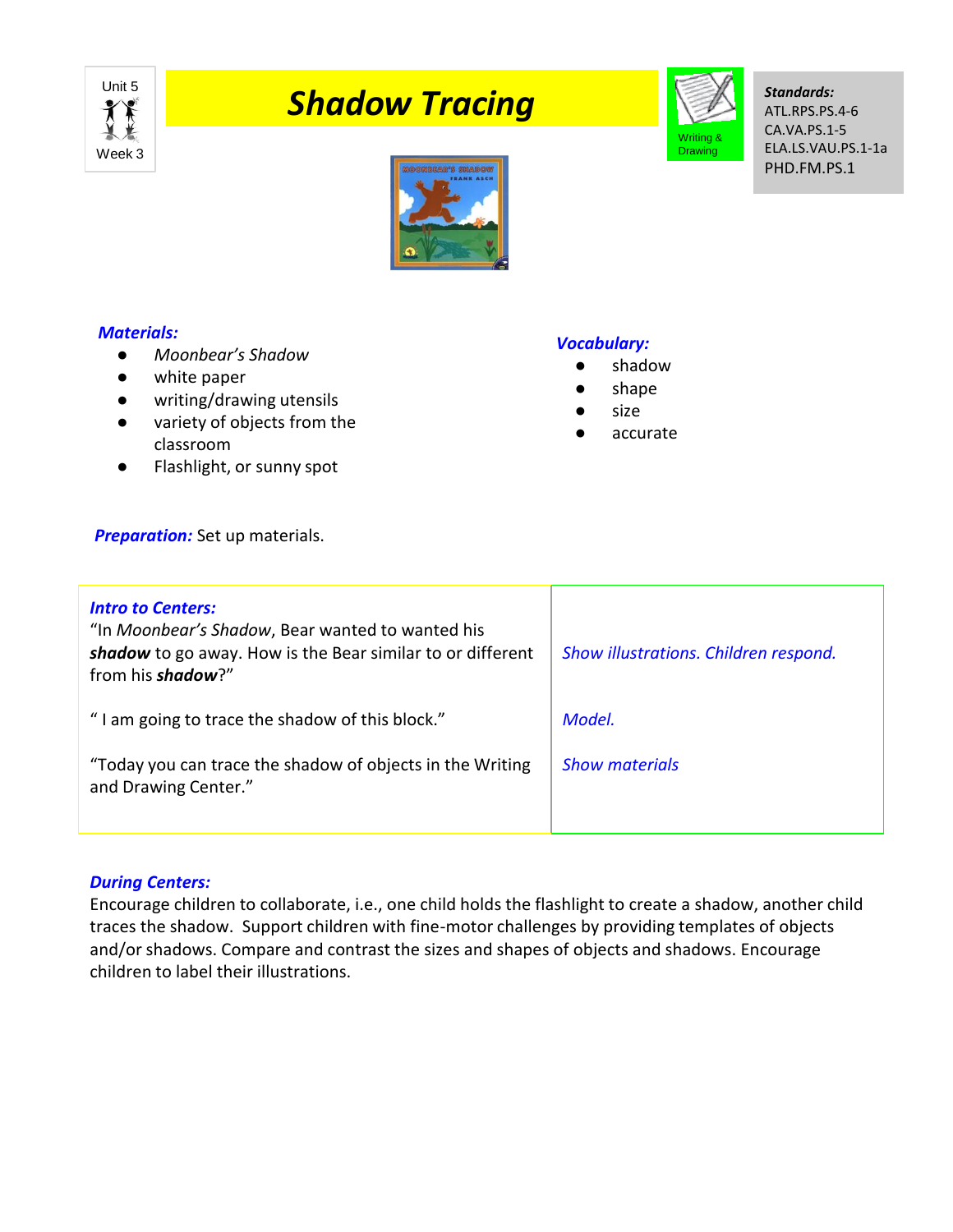Unit 5
Week 3

# Shadow Tracing

Writing & Drawing

***Standards:***
ATL.RPS.PS.4-6
CA.VA.PS.1-5
ELA.LS.VAU.PS.1-1a
PHD.FM.PS.1

***Materials:***

- *Moonbear's Shadow*
- white paper
- writing/drawing utensils
- variety of objects from the classroom
- Flashlight, or sunny spot

***Vocabulary:***

- shadow
- shape
- size
- accurate

***Preparation:*** Set up materials.

| ***Intro to Centers:*** | |
|---|---|
| "In *Moonbear's Shadow*, Bear wanted to wanted his ***shadow*** to go away. How is the Bear similar to or different from his ***shadow***?" | *Show illustrations. Children respond.* |
| " I am going to trace the shadow of this block." | *Model.* |
| "Today you can trace the shadow of objects in the Writing and Drawing Center." | *Show materials* |

***During Centers:***
Encourage children to collaborate, i.e., one child holds the flashlight to create a shadow, another child traces the shadow. Support children with fine-motor challenges by providing templates of objects and/or shadows. Compare and contrast the sizes and shapes of objects and shadows. Encourage children to label their illustrations.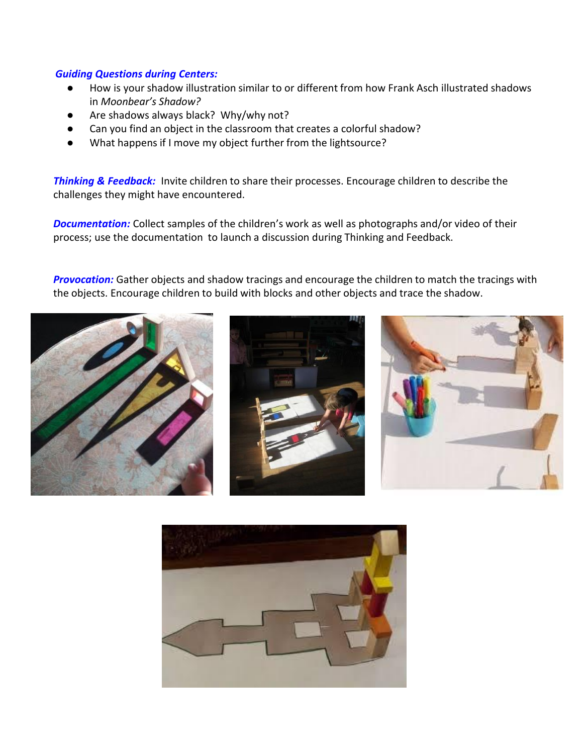***Guiding Questions during Centers:***

- How is your shadow illustration similar to or different from how Frank Asch illustrated shadows in *Moonbear's Shadow?*
- Are shadows always black? Why/why not?
- Can you find an object in the classroom that creates a colorful shadow?
- What happens if I move my object further from the lightsource?

***Thinking & Feedback:*** Invite children to share their processes. Encourage children to describe the challenges they might have encountered.

***Documentation:*** Collect samples of the children's work as well as photographs and/or video of their process; use the documentation to launch a discussion during Thinking and Feedback.

***Provocation:*** Gather objects and shadow tracings and encourage the children to match the tracings with the objects. Encourage children to build with blocks and other objects and trace the shadow.